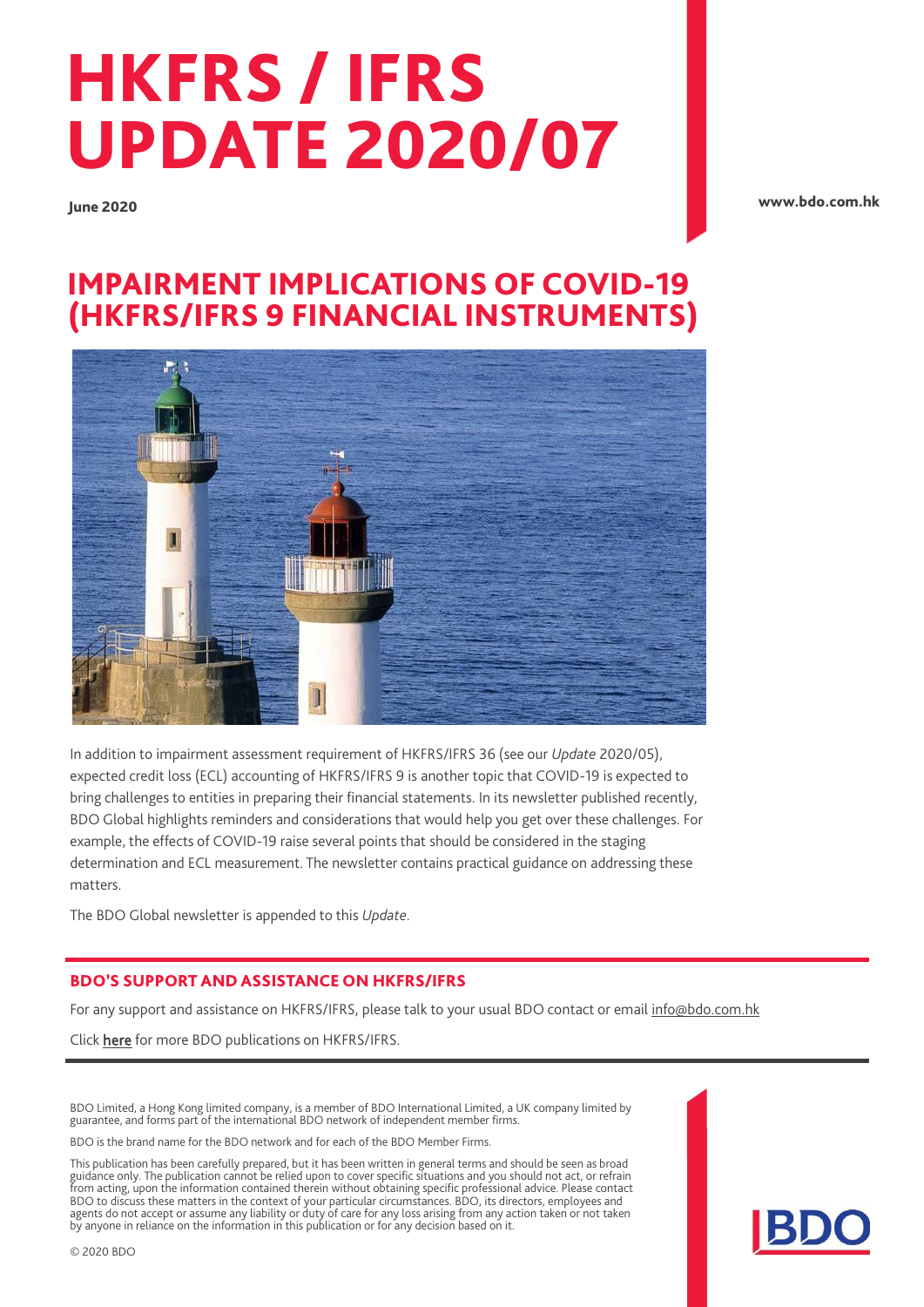# HKFRS / IFRS UPDATE 2020/07

**June 2020**

**www.bdo.com.hk**

## IMPAIRMENT IMPLICATIONS OF COVID-19 (HKFRS/IFRS 9 FINANCIAL INSTRUMENTS)

In addition to impairment assessment requirement of HKFRS/IFRS 36 (see our *Update* 2020/05), expected credit loss (ECL) accounting of HKFRS/IFRS 9 is another topic that COVID-19 is expected to bring challenges to entities in preparing their financial statements. In its newsletter published recently, BDO Global highlights reminders and considerations that would help you get over these challenges. For example, the effects of COVID-19 raise several points that should be considered in the staging determination and ECL measurement. The newsletter contains practical guidance on addressing these matters.

The BDO Global newsletter is appended to this *Update*.

### BDO'S SUPPORT AND ASSISTANCE ON HKFRS/IFRS

For any support and assistance on HKFRS/IFRS, please talk to your usual BDO contact or email info@bdo.com.hk

Click **here** for more BDO publications on HKFRS/IFRS.

BDO Limited, a Hong Kong limited company, is a member of BDO International Limited, a UK company limited by guarantee, and forms part of the international BDO network of independent member firms.

BDO is the brand name for the BDO network and for each of the BDO Member Firms.

This publication has been carefully prepared, but it has been written in general terms and should be seen as broad guidance only. The publication cannot be relied upon to cover specific situations and you should not act, or refrain from acting, upon the information contained therein without obtaining specific professional advice. Please contact BDO to discuss these matters in the context of your particular circumstances. BDO, its directors, employees and agents do not accept or assume any liability or duty of care for any loss arising from any action taken or not taken by anyone in reliance on the information in this publication or for any decision based on it.

© 2020 BDO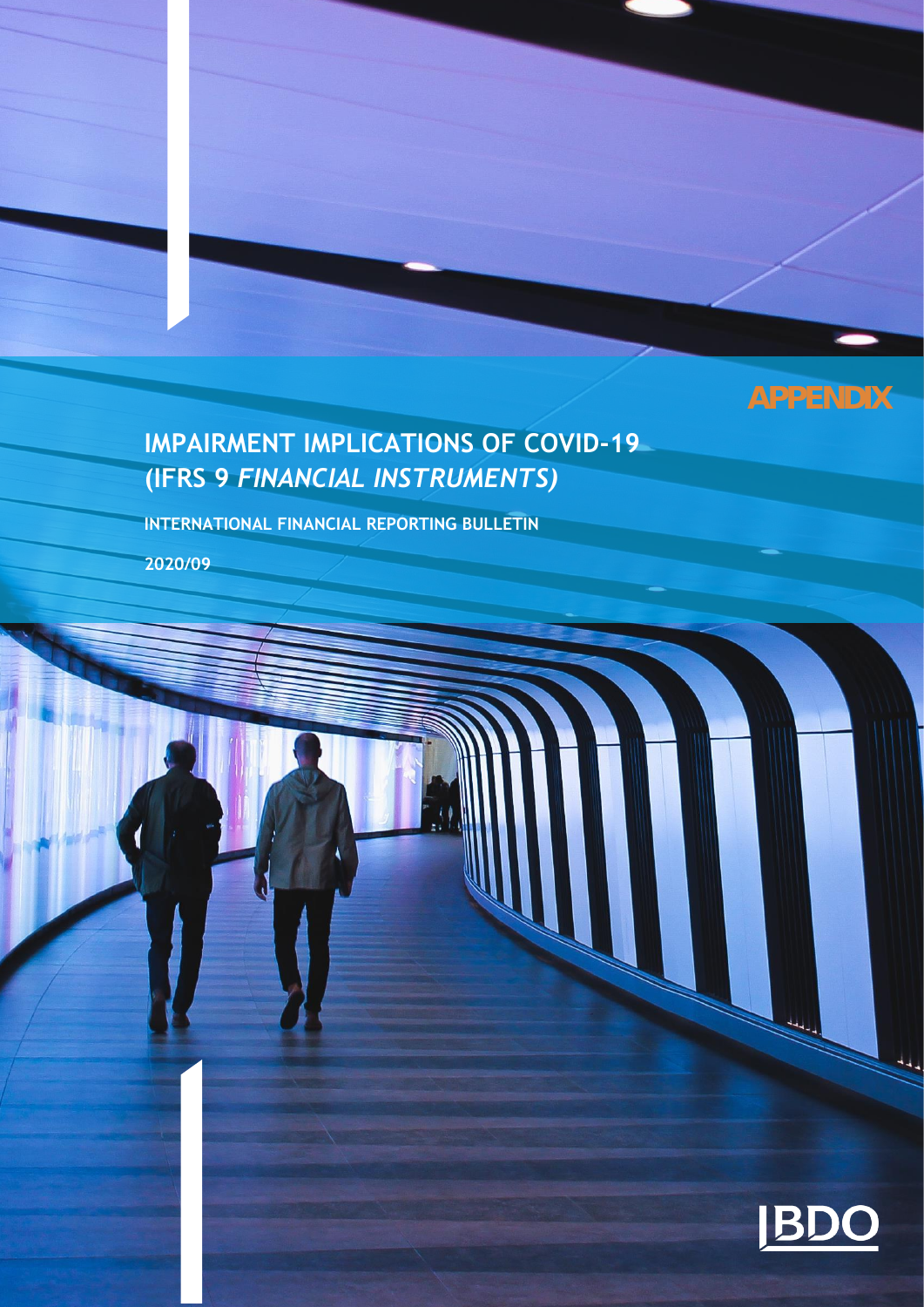APPENDIX

# IMPAIRMENT IMPLICATIONS OF COVID-19 (IFRS 9 *FINANCIAL INSTRUMENTS)*

INTERNATIONAL FINANCIAL REPORTING BULLETIN

2020/09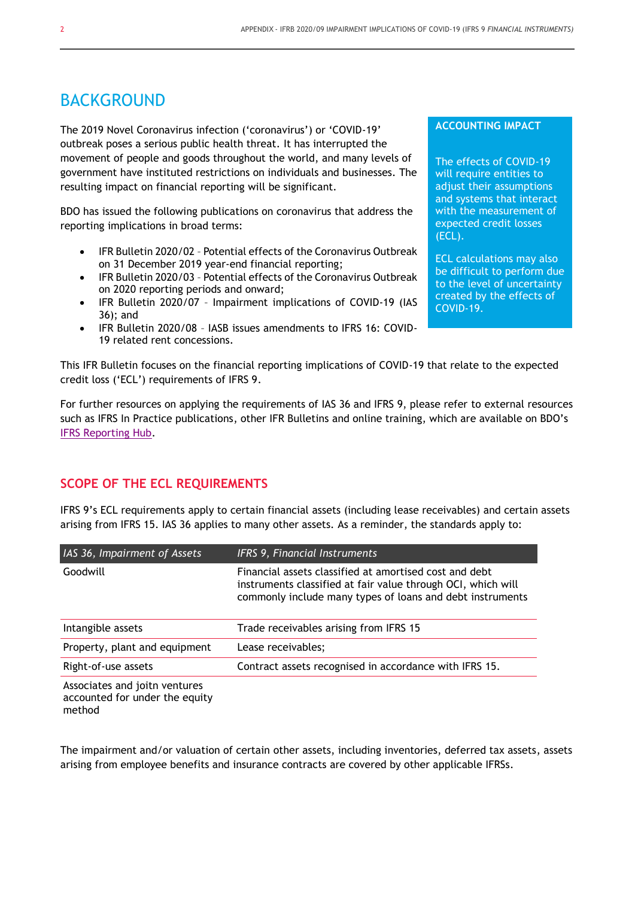# BACKGROUND

The 2019 Novel Coronavirus infection ('coronavirus') or 'COVID-19' outbreak poses a serious public health threat. It has interrupted the movement of people and goods throughout the world, and many levels of government have instituted restrictions on individuals and businesses. The resulting impact on financial reporting will be significant.

BDO has issued the following publications on coronavirus that address the reporting implications in broad terms:

- IFR Bulletin 2020/02 – Potential effects of the Coronavirus Outbreak on 31 December 2019 year-end financial reporting;
- IFR Bulletin 2020/03 – Potential effects of the Coronavirus Outbreak on 2020 reporting periods and onward;
- IFR Bulletin 2020/07 – Impairment implications of COVID-19 (IAS 36); and
- IFR Bulletin 2020/08 – IASB issues amendments to IFRS 16: COVID-19 related rent concessions.

**ACCOUNTING IMPACT**

The effects of COVID-19 will require entities to adjust their assumptions and systems that interact with the measurement of expected credit losses (ECL).

ECL calculations may also be difficult to perform due to the level of uncertainty created by the effects of COVID-19.

This IFR Bulletin focuses on the financial reporting implications of COVID-19 that relate to the expected credit loss ('ECL') requirements of IFRS 9.

For further resources on applying the requirements of IAS 36 and IFRS 9, please refer to external resources such as IFRS In Practice publications, other IFR Bulletins and online training, which are available on BDO's IFRS Reporting Hub.

## SCOPE OF THE ECL REQUIREMENTS

IFRS 9's ECL requirements apply to certain financial assets (including lease receivables) and certain assets arising from IFRS 15. IAS 36 applies to many other assets. As a reminder, the standards apply to:

| *IAS 36, Impairment of Assets* | *IFRS 9, Financial Instruments* |
|---|---|
| Goodwill | Financial assets classified at amortised cost and debt instruments classified at fair value through OCI, which will commonly include many types of loans and debt instruments |
| Intangible assets | Trade receivables arising from IFRS 15 |
| Property, plant and equipment | Lease receivables; |
| Right-of-use assets | Contract assets recognised in accordance with IFRS 15. |
| Associates and joitn ventures accounted for under the equity method | |

The impairment and/or valuation of certain other assets, including inventories, deferred tax assets, assets arising from employee benefits and insurance contracts are covered by other applicable IFRSs.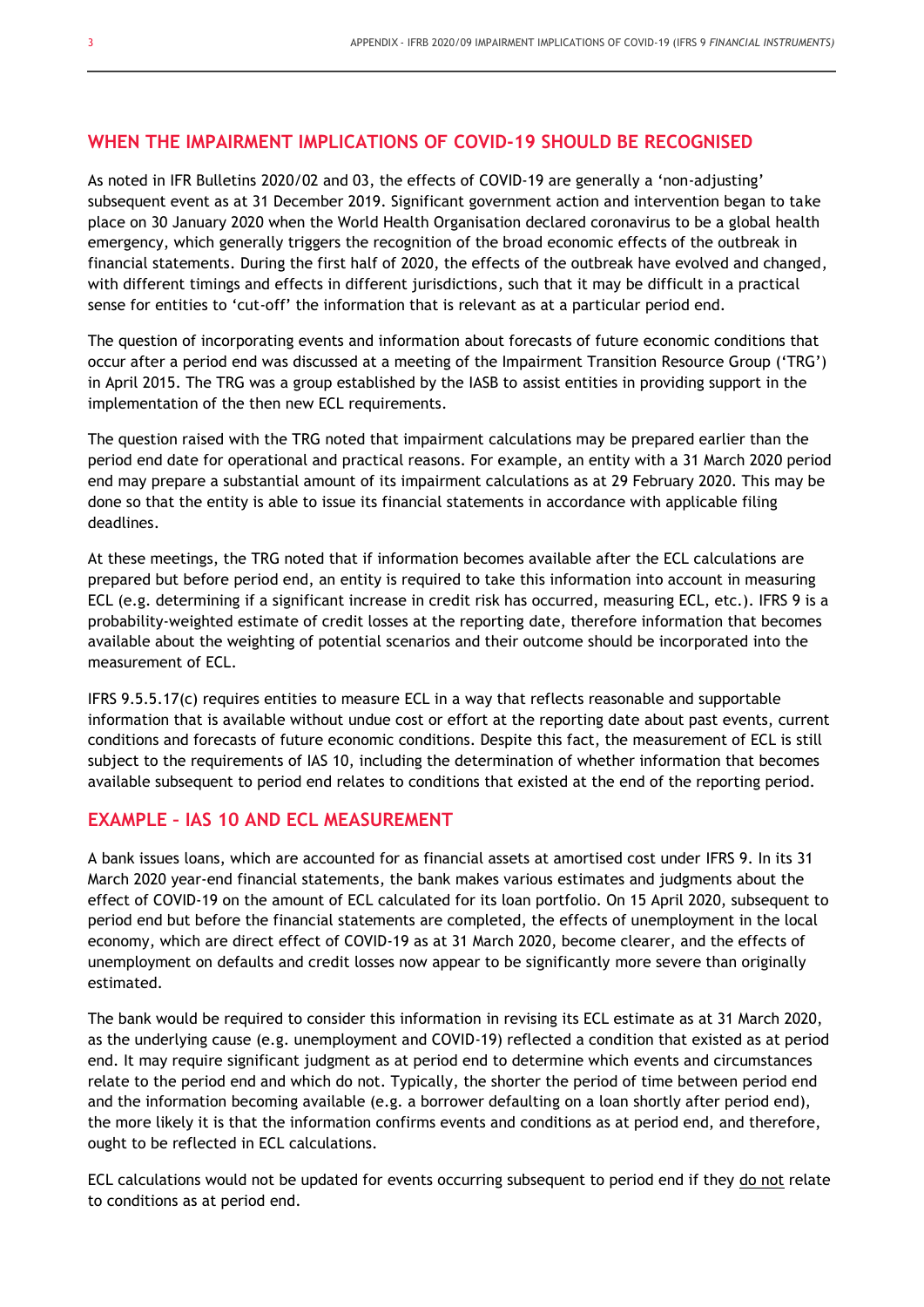## WHEN THE IMPAIRMENT IMPLICATIONS OF COVID-19 SHOULD BE RECOGNISED

As noted in IFR Bulletins 2020/02 and 03, the effects of COVID-19 are generally a 'non-adjusting' subsequent event as at 31 December 2019. Significant government action and intervention began to take place on 30 January 2020 when the World Health Organisation declared coronavirus to be a global health emergency, which generally triggers the recognition of the broad economic effects of the outbreak in financial statements. During the first half of 2020, the effects of the outbreak have evolved and changed, with different timings and effects in different jurisdictions, such that it may be difficult in a practical sense for entities to 'cut-off' the information that is relevant as at a particular period end.

The question of incorporating events and information about forecasts of future economic conditions that occur after a period end was discussed at a meeting of the Impairment Transition Resource Group ('TRG') in April 2015. The TRG was a group established by the IASB to assist entities in providing support in the implementation of the then new ECL requirements.

The question raised with the TRG noted that impairment calculations may be prepared earlier than the period end date for operational and practical reasons. For example, an entity with a 31 March 2020 period end may prepare a substantial amount of its impairment calculations as at 29 February 2020. This may be done so that the entity is able to issue its financial statements in accordance with applicable filing deadlines.

At these meetings, the TRG noted that if information becomes available after the ECL calculations are prepared but before period end, an entity is required to take this information into account in measuring ECL (e.g. determining if a significant increase in credit risk has occurred, measuring ECL, etc.). IFRS 9 is a probability-weighted estimate of credit losses at the reporting date, therefore information that becomes available about the weighting of potential scenarios and their outcome should be incorporated into the measurement of ECL.

IFRS 9.5.5.17(c) requires entities to measure ECL in a way that reflects reasonable and supportable information that is available without undue cost or effort at the reporting date about past events, current conditions and forecasts of future economic conditions. Despite this fact, the measurement of ECL is still subject to the requirements of IAS 10, including the determination of whether information that becomes available subsequent to period end relates to conditions that existed at the end of the reporting period.

## EXAMPLE – IAS 10 AND ECL MEASUREMENT

A bank issues loans, which are accounted for as financial assets at amortised cost under IFRS 9. In its 31 March 2020 year-end financial statements, the bank makes various estimates and judgments about the effect of COVID-19 on the amount of ECL calculated for its loan portfolio. On 15 April 2020, subsequent to period end but before the financial statements are completed, the effects of unemployment in the local economy, which are direct effect of COVID-19 as at 31 March 2020, become clearer, and the effects of unemployment on defaults and credit losses now appear to be significantly more severe than originally estimated.

The bank would be required to consider this information in revising its ECL estimate as at 31 March 2020, as the underlying cause (e.g. unemployment and COVID-19) reflected a condition that existed as at period end. It may require significant judgment as at period end to determine which events and circumstances relate to the period end and which do not. Typically, the shorter the period of time between period end and the information becoming available (e.g. a borrower defaulting on a loan shortly after period end), the more likely it is that the information confirms events and conditions as at period end, and therefore, ought to be reflected in ECL calculations.

ECL calculations would not be updated for events occurring subsequent to period end if they do not relate to conditions as at period end.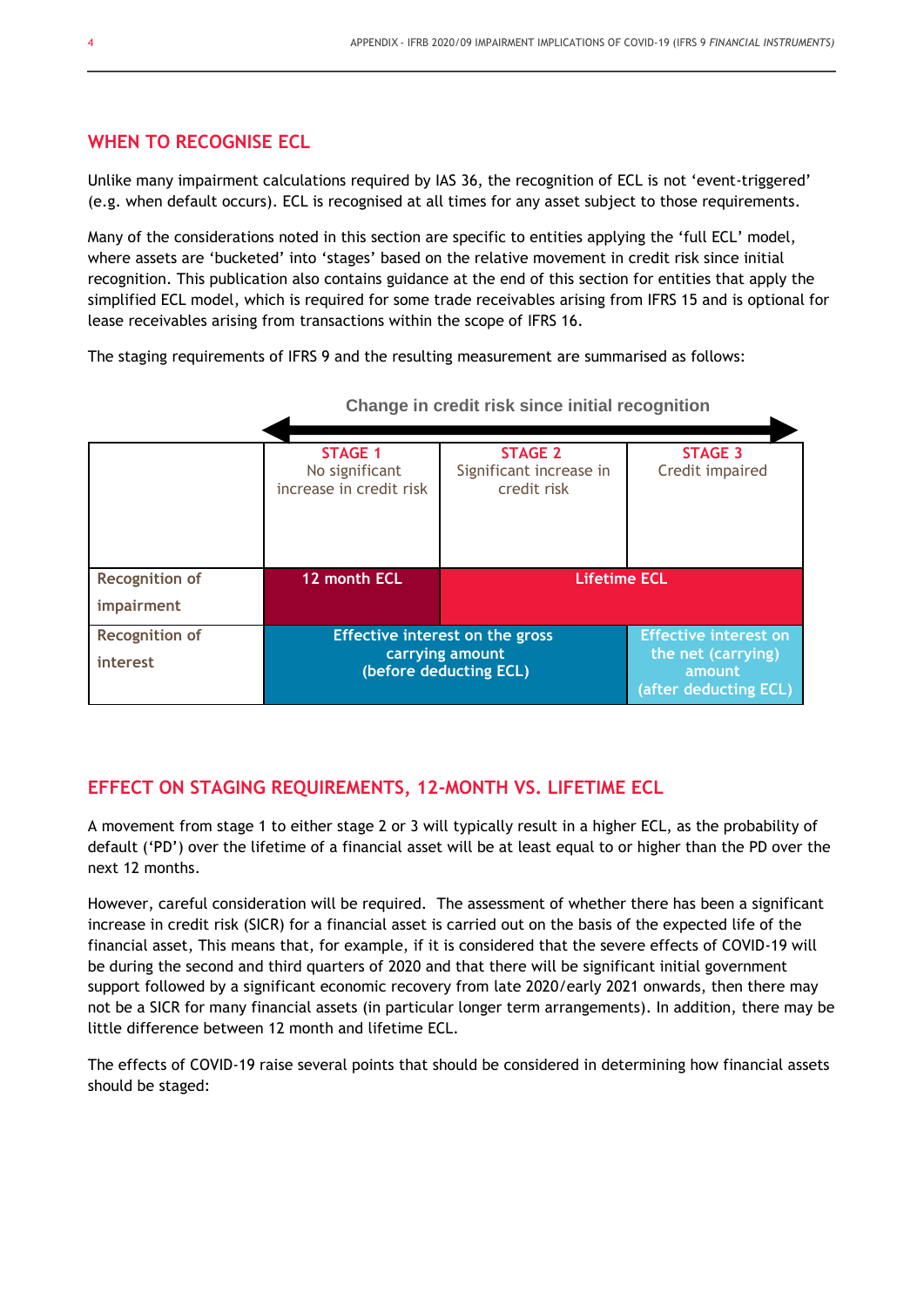## WHEN TO RECOGNISE ECL

Unlike many impairment calculations required by IAS 36, the recognition of ECL is not 'event-triggered' (e.g. when default occurs). ECL is recognised at all times for any asset subject to those requirements.

Many of the considerations noted in this section are specific to entities applying the 'full ECL' model, where assets are 'bucketed' into 'stages' based on the relative movement in credit risk since initial recognition. This publication also contains guidance at the end of this section for entities that apply the simplified ECL model, which is required for some trade receivables arising from IFRS 15 and is optional for lease receivables arising from transactions within the scope of IFRS 16.

The staging requirements of IFRS 9 and the resulting measurement are summarised as follows:

Change in credit risk since initial recognition

| | STAGE 1<br>No significant increase in credit risk | STAGE 2<br>Significant increase in credit risk | STAGE 3<br>Credit impaired |
|---|---|---|---|
| Recognition of impairment | 12 month ECL | Lifetime ECL | |
| Recognition of interest | Effective interest on the gross carrying amount (before deducting ECL) | | Effective interest on the net (carrying) amount (after deducting ECL) |

## EFFECT ON STAGING REQUIREMENTS, 12-MONTH VS. LIFETIME ECL

A movement from stage 1 to either stage 2 or 3 will typically result in a higher ECL, as the probability of default ('PD') over the lifetime of a financial asset will be at least equal to or higher than the PD over the next 12 months.

However, careful consideration will be required. The assessment of whether there has been a significant increase in credit risk (SICR) for a financial asset is carried out on the basis of the expected life of the financial asset, This means that, for example, if it is considered that the severe effects of COVID-19 will be during the second and third quarters of 2020 and that there will be significant initial government support followed by a significant economic recovery from late 2020/early 2021 onwards, then there may not be a SICR for many financial assets (in particular longer term arrangements). In addition, there may be little difference between 12 month and lifetime ECL.

The effects of COVID-19 raise several points that should be considered in determining how financial assets should be staged: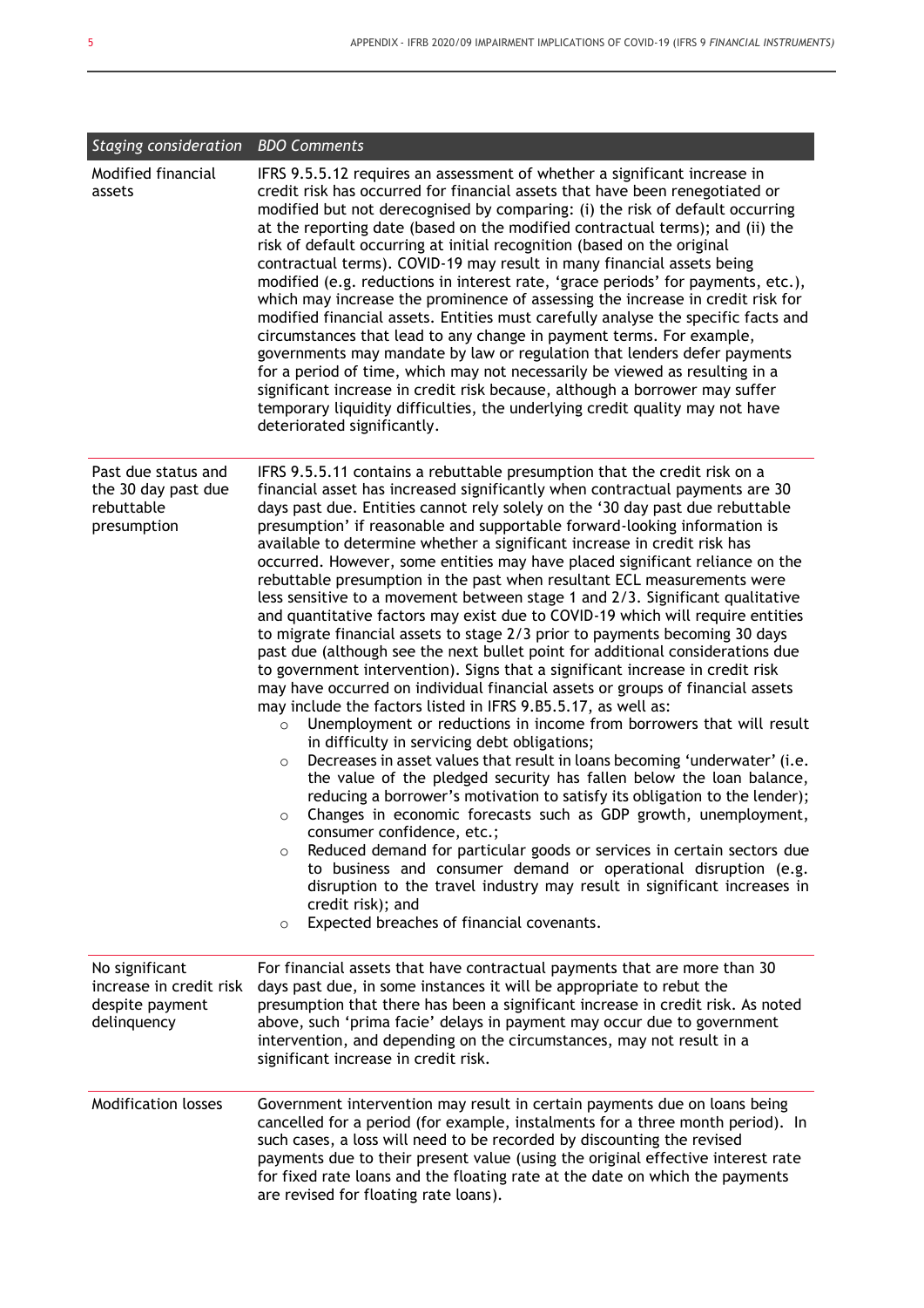| *Staging consideration* | *BDO Comments* |
|---|---|
| Modified financial assets | IFRS 9.5.5.12 requires an assessment of whether a significant increase in credit risk has occurred for financial assets that have been renegotiated or modified but not derecognised by comparing: (i) the risk of default occurring at the reporting date (based on the modified contractual terms); and (ii) the risk of default occurring at initial recognition (based on the original contractual terms). COVID-19 may result in many financial assets being modified (e.g. reductions in interest rate, 'grace periods' for payments, etc.), which may increase the prominence of assessing the increase in credit risk for modified financial assets. Entities must carefully analyse the specific facts and circumstances that lead to any change in payment terms. For example, governments may mandate by law or regulation that lenders defer payments for a period of time, which may not necessarily be viewed as resulting in a significant increase in credit risk because, although a borrower may suffer temporary liquidity difficulties, the underlying credit quality may not have deteriorated significantly. |
| Past due status and the 30 day past due rebuttable presumption | IFRS 9.5.5.11 contains a rebuttable presumption that the credit risk on a financial asset has increased significantly when contractual payments are 30 days past due. Entities cannot rely solely on the '30 day past due rebuttable presumption' if reasonable and supportable forward-looking information is available to determine whether a significant increase in credit risk has occurred. However, some entities may have placed significant reliance on the rebuttable presumption in the past when resultant ECL measurements were less sensitive to a movement between stage 1 and 2/3. Significant qualitative and quantitative factors may exist due to COVID-19 which will require entities to migrate financial assets to stage 2/3 prior to payments becoming 30 days past due (although see the next bullet point for additional considerations due to government intervention). Signs that a significant increase in credit risk may have occurred on individual financial assets or groups of financial assets may include the factors listed in IFRS 9.B5.5.17, as well as:<br>o Unemployment or reductions in income from borrowers that will result in difficulty in servicing debt obligations;<br>o Decreases in asset values that result in loans becoming 'underwater' (i.e. the value of the pledged security has fallen below the loan balance, reducing a borrower's motivation to satisfy its obligation to the lender);<br>o Changes in economic forecasts such as GDP growth, unemployment, consumer confidence, etc.;<br>o Reduced demand for particular goods or services in certain sectors due to business and consumer demand or operational disruption (e.g. disruption to the travel industry may result in significant increases in credit risk); and<br>o Expected breaches of financial covenants. |
| No significant increase in credit risk despite payment delinquency | For financial assets that have contractual payments that are more than 30 days past due, in some instances it will be appropriate to rebut the presumption that there has been a significant increase in credit risk. As noted above, such 'prima facie' delays in payment may occur due to government intervention, and depending on the circumstances, may not result in a significant increase in credit risk. |
| Modification losses | Government intervention may result in certain payments due on loans being cancelled for a period (for example, instalments for a three month period). In such cases, a loss will need to be recorded by discounting the revised payments due to their present value (using the original effective interest rate for fixed rate loans and the floating rate at the date on which the payments are revised for floating rate loans). |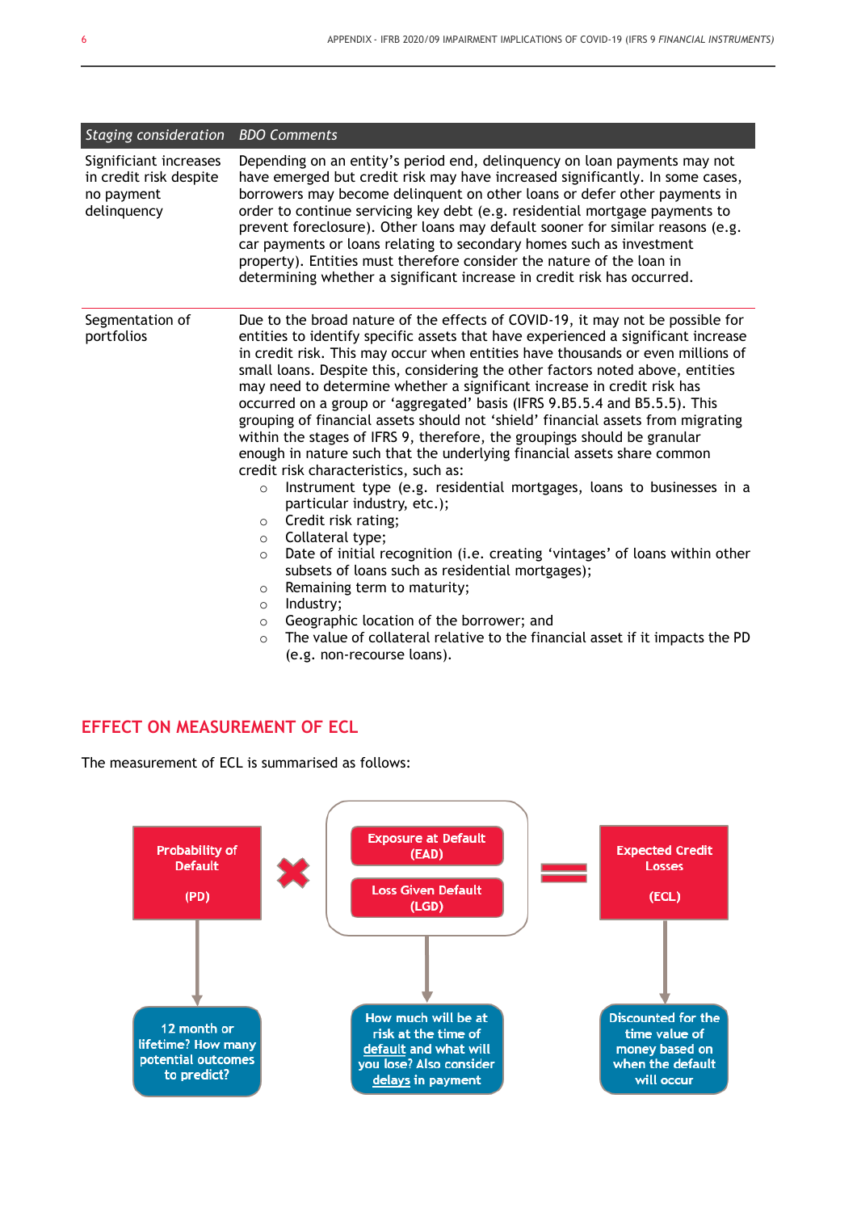| *Staging consideration* | *BDO Comments* |
|---|---|
| Significiant increases in credit risk despite no payment delinquency | Depending on an entity's period end, delinquency on loan payments may not have emerged but credit risk may have increased significantly. In some cases, borrowers may become delinquent on other loans or defer other payments in order to continue servicing key debt (e.g. residential mortgage payments to prevent foreclosure). Other loans may default sooner for similar reasons (e.g. car payments or loans relating to secondary homes such as investment property). Entities must therefore consider the nature of the loan in determining whether a significant increase in credit risk has occurred. |
| Segmentation of portfolios | Due to the broad nature of the effects of COVID-19, it may not be possible for entities to identify specific assets that have experienced a significant increase in credit risk. This may occur when entities have thousands or even millions of small loans. Despite this, considering the other factors noted above, entities may need to determine whether a significant increase in credit risk has occurred on a group or 'aggregated' basis (IFRS 9.B5.5.4 and B5.5.5). This grouping of financial assets should not 'shield' financial assets from migrating within the stages of IFRS 9, therefore, the groupings should be granular enough in nature such that the underlying financial assets share common credit risk characteristics, such as:<br>○ Instrument type (e.g. residential mortgages, loans to businesses in a particular industry, etc.);<br>○ Credit risk rating;<br>○ Collateral type;<br>○ Date of initial recognition (i.e. creating 'vintages' of loans within other subsets of loans such as residential mortgages);<br>○ Remaining term to maturity;<br>○ Industry;<br>○ Geographic location of the borrower; and<br>○ The value of collateral relative to the financial asset if it impacts the PD (e.g. non-recourse loans). |

## EFFECT ON MEASUREMENT OF ECL

The measurement of ECL is summarised as follows:

Probability of Default (PD) × [Exposure at Default (EAD), Loss Given Default (LGD)] = Expected Credit Losses (ECL)

- Probability of Default (PD): 12 month or lifetime? How many potential outcomes to predict?
- Exposure at Default (EAD) / Loss Given Default (LGD): How much will be at risk at the time of default and what will you lose? Also consider delays in payment
- Expected Credit Losses (ECL): Discounted for the time value of money based on when the default will occur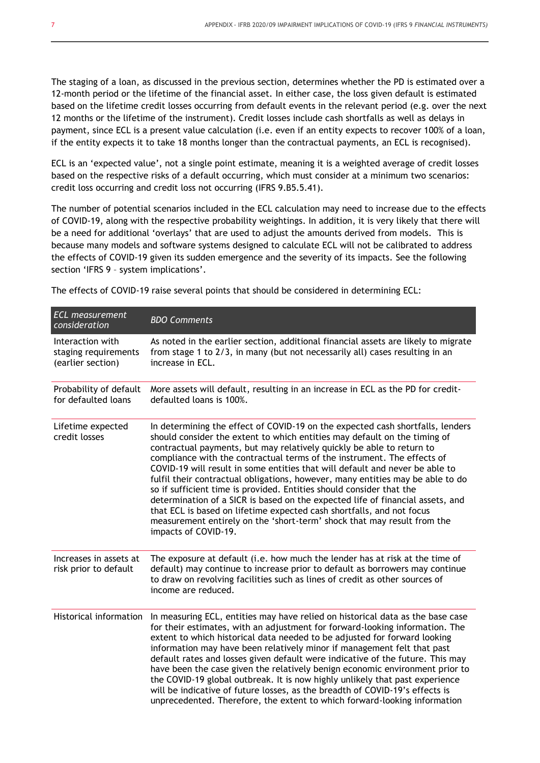The staging of a loan, as discussed in the previous section, determines whether the PD is estimated over a 12-month period or the lifetime of the financial asset. In either case, the loss given default is estimated based on the lifetime credit losses occurring from default events in the relevant period (e.g. over the next 12 months or the lifetime of the instrument). Credit losses include cash shortfalls as well as delays in payment, since ECL is a present value calculation (i.e. even if an entity expects to recover 100% of a loan, if the entity expects it to take 18 months longer than the contractual payments, an ECL is recognised).

ECL is an 'expected value', not a single point estimate, meaning it is a weighted average of credit losses based on the respective risks of a default occurring, which must consider at a minimum two scenarios: credit loss occurring and credit loss not occurring (IFRS 9.B5.5.41).

The number of potential scenarios included in the ECL calculation may need to increase due to the effects of COVID-19, along with the respective probability weightings. In addition, it is very likely that there will be a need for additional 'overlays' that are used to adjust the amounts derived from models. This is because many models and software systems designed to calculate ECL will not be calibrated to address the effects of COVID-19 given its sudden emergence and the severity of its impacts. See the following section 'IFRS 9 – system implications'.

The effects of COVID-19 raise several points that should be considered in determining ECL:

| *ECL measurement consideration* | *BDO Comments* |
| --- | --- |
| Interaction with staging requirements (earlier section) | As noted in the earlier section, additional financial assets are likely to migrate from stage 1 to 2/3, in many (but not necessarily all) cases resulting in an increase in ECL. |
| Probability of default for defaulted loans | More assets will default, resulting in an increase in ECL as the PD for credit-defaulted loans is 100%. |
| Lifetime expected credit losses | In determining the effect of COVID-19 on the expected cash shortfalls, lenders should consider the extent to which entities may default on the timing of contractual payments, but may relatively quickly be able to return to compliance with the contractual terms of the instrument. The effects of COVID-19 will result in some entities that will default and never be able to fulfil their contractual obligations, however, many entities may be able to do so if sufficient time is provided. Entities should consider that the determination of a SICR is based on the expected life of financial assets, and that ECL is based on lifetime expected cash shortfalls, and not focus measurement entirely on the 'short-term' shock that may result from the impacts of COVID-19. |
| Increases in assets at risk prior to default | The exposure at default (i.e. how much the lender has at risk at the time of default) may continue to increase prior to default as borrowers may continue to draw on revolving facilities such as lines of credit as other sources of income are reduced. |
| Historical information | In measuring ECL, entities may have relied on historical data as the base case for their estimates, with an adjustment for forward-looking information. The extent to which historical data needed to be adjusted for forward looking information may have been relatively minor if management felt that past default rates and losses given default were indicative of the future. This may have been the case given the relatively benign economic environment prior to the COVID-19 global outbreak. It is now highly unlikely that past experience will be indicative of future losses, as the breadth of COVID-19's effects is unprecedented. Therefore, the extent to which forward-looking information |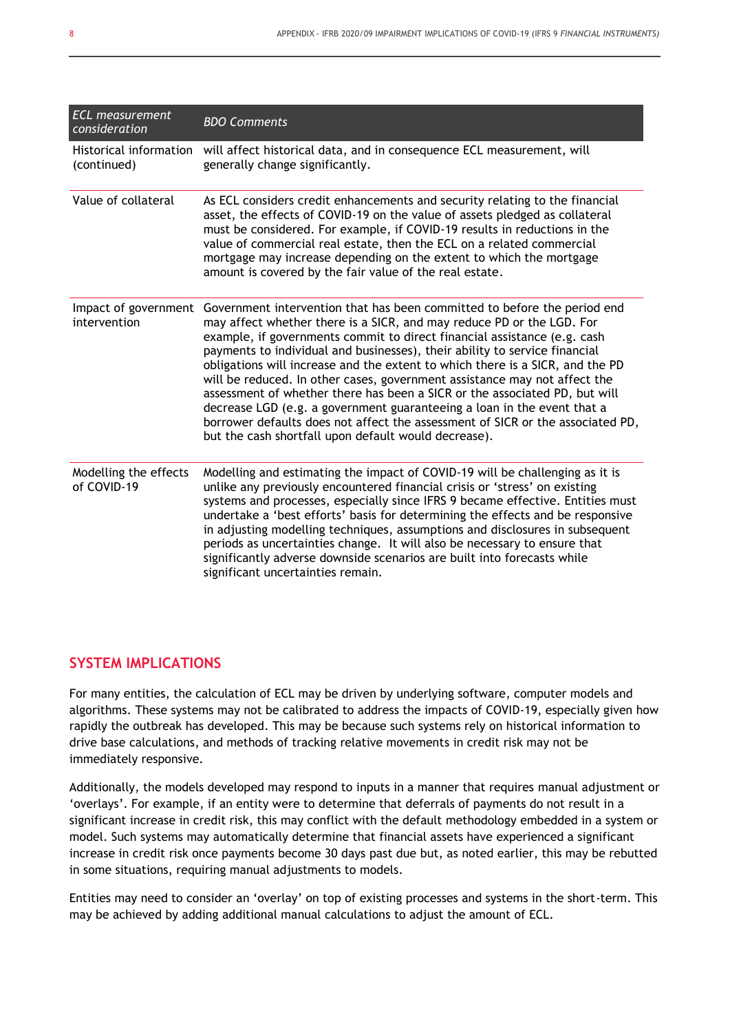| *ECL measurement consideration* | *BDO Comments* |
|---|---|
| Historical information (continued) | will affect historical data, and in consequence ECL measurement, will generally change significantly. |
| Value of collateral | As ECL considers credit enhancements and security relating to the financial asset, the effects of COVID-19 on the value of assets pledged as collateral must be considered. For example, if COVID-19 results in reductions in the value of commercial real estate, then the ECL on a related commercial mortgage may increase depending on the extent to which the mortgage amount is covered by the fair value of the real estate. |
| Impact of government intervention | Government intervention that has been committed to before the period end may affect whether there is a SICR, and may reduce PD or the LGD. For example, if governments commit to direct financial assistance (e.g. cash payments to individual and businesses), their ability to service financial obligations will increase and the extent to which there is a SICR, and the PD will be reduced. In other cases, government assistance may not affect the assessment of whether there has been a SICR or the associated PD, but will decrease LGD (e.g. a government guaranteeing a loan in the event that a borrower defaults does not affect the assessment of SICR or the associated PD, but the cash shortfall upon default would decrease). |
| Modelling the effects of COVID-19 | Modelling and estimating the impact of COVID-19 will be challenging as it is unlike any previously encountered financial crisis or 'stress' on existing systems and processes, especially since IFRS 9 became effective. Entities must undertake a 'best efforts' basis for determining the effects and be responsive in adjusting modelling techniques, assumptions and disclosures in subsequent periods as uncertainties change. It will also be necessary to ensure that significantly adverse downside scenarios are built into forecasts while significant uncertainties remain. |

## SYSTEM IMPLICATIONS

For many entities, the calculation of ECL may be driven by underlying software, computer models and algorithms. These systems may not be calibrated to address the impacts of COVID-19, especially given how rapidly the outbreak has developed. This may be because such systems rely on historical information to drive base calculations, and methods of tracking relative movements in credit risk may not be immediately responsive.

Additionally, the models developed may respond to inputs in a manner that requires manual adjustment or 'overlays'. For example, if an entity were to determine that deferrals of payments do not result in a significant increase in credit risk, this may conflict with the default methodology embedded in a system or model. Such systems may automatically determine that financial assets have experienced a significant increase in credit risk once payments become 30 days past due but, as noted earlier, this may be rebutted in some situations, requiring manual adjustments to models.

Entities may need to consider an 'overlay' on top of existing processes and systems in the short-term. This may be achieved by adding additional manual calculations to adjust the amount of ECL.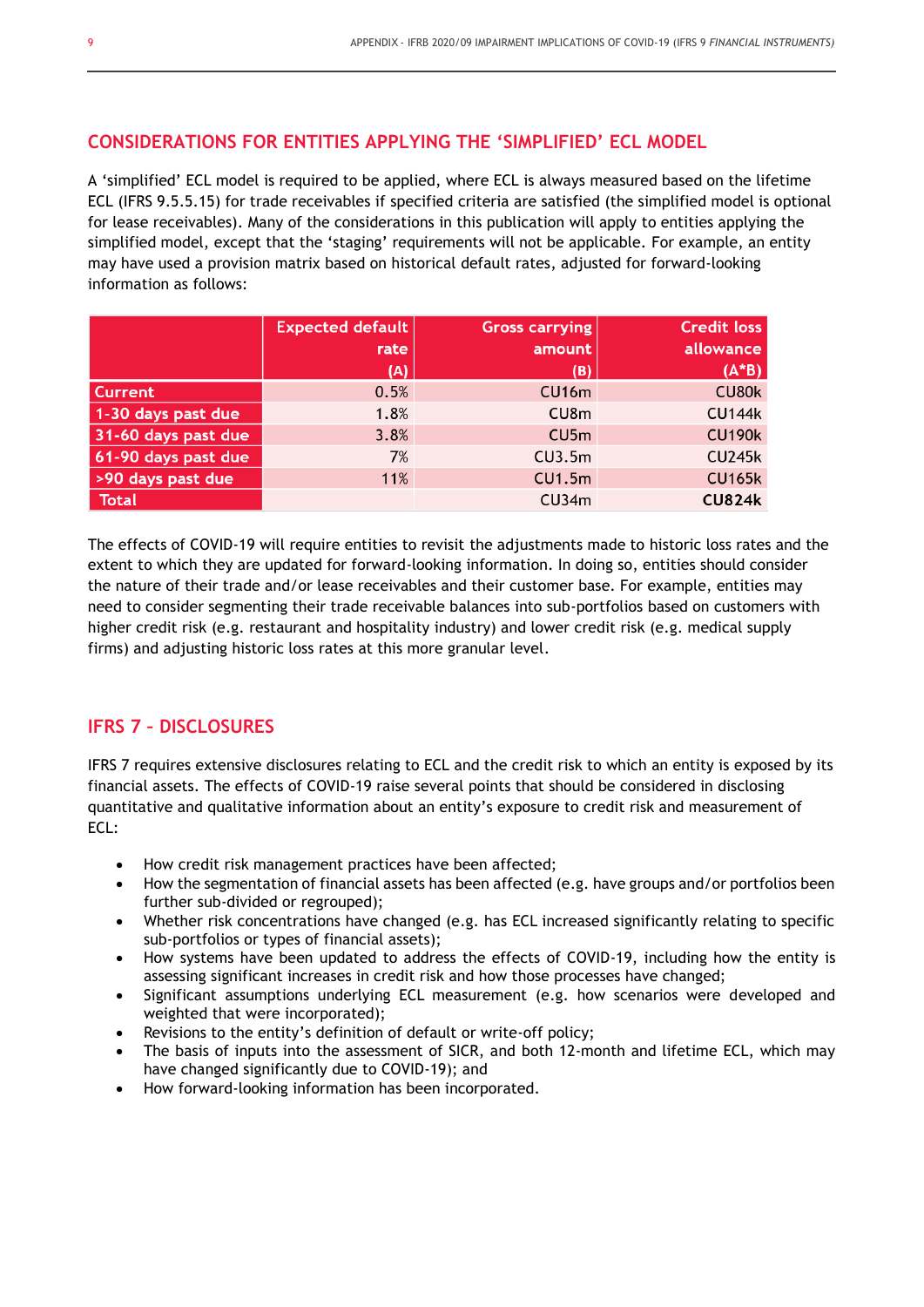## CONSIDERATIONS FOR ENTITIES APPLYING THE 'SIMPLIFIED' ECL MODEL

A 'simplified' ECL model is required to be applied, where ECL is always measured based on the lifetime ECL (IFRS 9.5.5.15) for trade receivables if specified criteria are satisfied (the simplified model is optional for lease receivables). Many of the considerations in this publication will apply to entities applying the simplified model, except that the 'staging' requirements will not be applicable. For example, an entity may have used a provision matrix based on historical default rates, adjusted for forward-looking information as follows:

| | Expected default rate (A) | Gross carrying amount (B) | Credit loss allowance (A*B) |
|---|---|---|---|
| Current | 0.5% | CU16m | CU80k |
| 1-30 days past due | 1.8% | CU8m | CU144k |
| 31-60 days past due | 3.8% | CU5m | CU190k |
| 61-90 days past due | 7% | CU3.5m | CU245k |
| >90 days past due | 11% | CU1.5m | CU165k |
| Total | | CU34m | **CU824k** |

The effects of COVID-19 will require entities to revisit the adjustments made to historic loss rates and the extent to which they are updated for forward-looking information. In doing so, entities should consider the nature of their trade and/or lease receivables and their customer base. For example, entities may need to consider segmenting their trade receivable balances into sub-portfolios based on customers with higher credit risk (e.g. restaurant and hospitality industry) and lower credit risk (e.g. medical supply firms) and adjusting historic loss rates at this more granular level.

## IFRS 7 – DISCLOSURES

IFRS 7 requires extensive disclosures relating to ECL and the credit risk to which an entity is exposed by its financial assets. The effects of COVID-19 raise several points that should be considered in disclosing quantitative and qualitative information about an entity's exposure to credit risk and measurement of ECL:

- How credit risk management practices have been affected;
- How the segmentation of financial assets has been affected (e.g. have groups and/or portfolios been further sub-divided or regrouped);
- Whether risk concentrations have changed (e.g. has ECL increased significantly relating to specific sub-portfolios or types of financial assets);
- How systems have been updated to address the effects of COVID-19, including how the entity is assessing significant increases in credit risk and how those processes have changed;
- Significant assumptions underlying ECL measurement (e.g. how scenarios were developed and weighted that were incorporated);
- Revisions to the entity's definition of default or write-off policy;
- The basis of inputs into the assessment of SICR, and both 12-month and lifetime ECL, which may have changed significantly due to COVID-19); and
- How forward-looking information has been incorporated.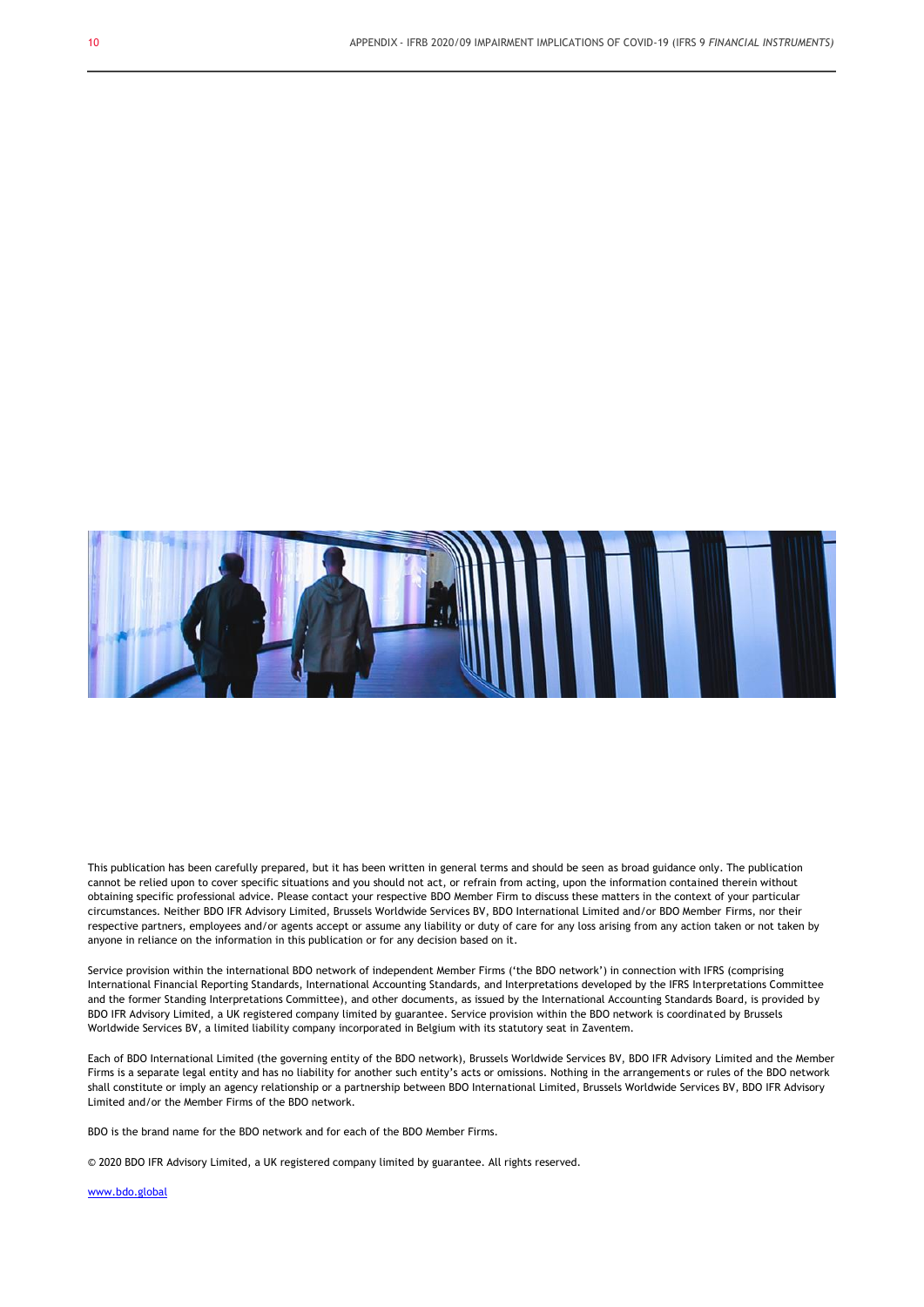This publication has been carefully prepared, but it has been written in general terms and should be seen as broad guidance only. The publication cannot be relied upon to cover specific situations and you should not act, or refrain from acting, upon the information contained therein without obtaining specific professional advice. Please contact your respective BDO Member Firm to discuss these matters in the context of your particular circumstances. Neither BDO IFR Advisory Limited, Brussels Worldwide Services BV, BDO International Limited and/or BDO Member Firms, nor their respective partners, employees and/or agents accept or assume any liability or duty of care for any loss arising from any action taken or not taken by anyone in reliance on the information in this publication or for any decision based on it.

Service provision within the international BDO network of independent Member Firms ('the BDO network') in connection with IFRS (comprising International Financial Reporting Standards, International Accounting Standards, and Interpretations developed by the IFRS Interpretations Committee and the former Standing Interpretations Committee), and other documents, as issued by the International Accounting Standards Board, is provided by BDO IFR Advisory Limited, a UK registered company limited by guarantee. Service provision within the BDO network is coordinated by Brussels Worldwide Services BV, a limited liability company incorporated in Belgium with its statutory seat in Zaventem.

Each of BDO International Limited (the governing entity of the BDO network), Brussels Worldwide Services BV, BDO IFR Advisory Limited and the Member Firms is a separate legal entity and has no liability for another such entity's acts or omissions. Nothing in the arrangements or rules of the BDO network shall constitute or imply an agency relationship or a partnership between BDO International Limited, Brussels Worldwide Services BV, BDO IFR Advisory Limited and/or the Member Firms of the BDO network.

BDO is the brand name for the BDO network and for each of the BDO Member Firms.

© 2020 BDO IFR Advisory Limited, a UK registered company limited by guarantee. All rights reserved.

www.bdo.global